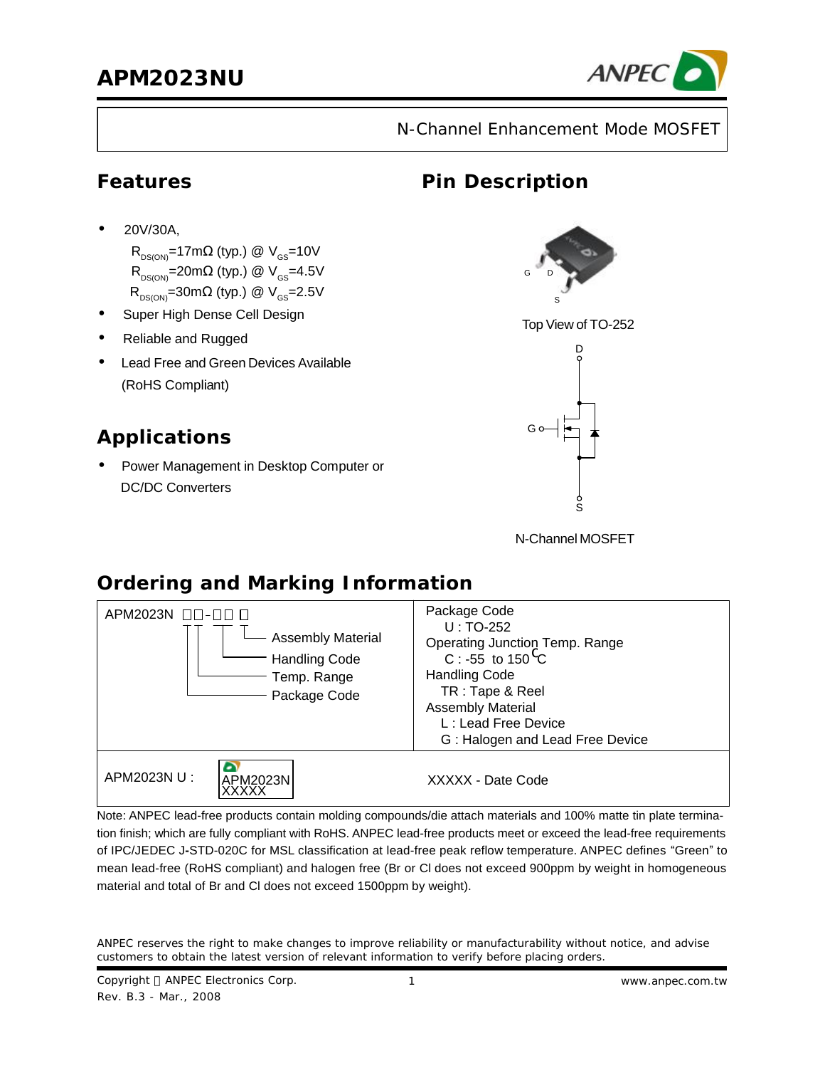# APM2023NU

N-Channel Enhancement Mode MOSFET

## Features

- 20V/30A,
  $R_{DS(ON)}$=17mΩ (typ.) @ $V_{GS}$=10V
  $R_{DS(ON)}$=20mΩ (typ.) @ $V_{GS}$=4.5V
  $R_{DS(ON)}$=30mΩ (typ.) @ $V_{GS}$=2.5V
- Super High Dense Cell Design
- Reliable and Rugged
- Lead Free and Green Devices Available (RoHS Compliant)

## Pin Description

G D S

Top View of TO-252

D G S

N-Channel MOSFET

## Applications

- Power Management in Desktop Computer or DC/DC Converters

## Ordering and Marking Information

| APM2023N □□-□□ □ (Assembly Material, Handling Code, Temp. Range, Package Code) | Package Code<br>U : TO-252<br>Operating Junction Temp. Range<br>C : -55 to 150 °C<br>Handling Code<br>TR : Tape & Reel<br>Assembly Material<br>L : Lead Free Device<br>G : Halogen and Lead Free Device |
|---|---|
| APM2023N U : APM2023N XXXXX | XXXXX - Date Code |

Note: ANPEC lead-free products contain molding compounds/die attach materials and 100% matte tin plate termination finish; which are fully compliant with RoHS. ANPEC lead-free products meet or exceed the lead-free requirements of IPC/JEDEC J-STD-020C for MSL classification at lead-free peak reflow temperature. ANPEC defines "Green" to mean lead-free (RoHS compliant) and halogen free (Br or Cl does not exceed 900ppm by weight in homogeneous material and total of Br and Cl does not exceed 1500ppm by weight).

ANPEC reserves the right to make changes to improve reliability or manufacturability without notice, and advise customers to obtain the latest version of relevant information to verify before placing orders.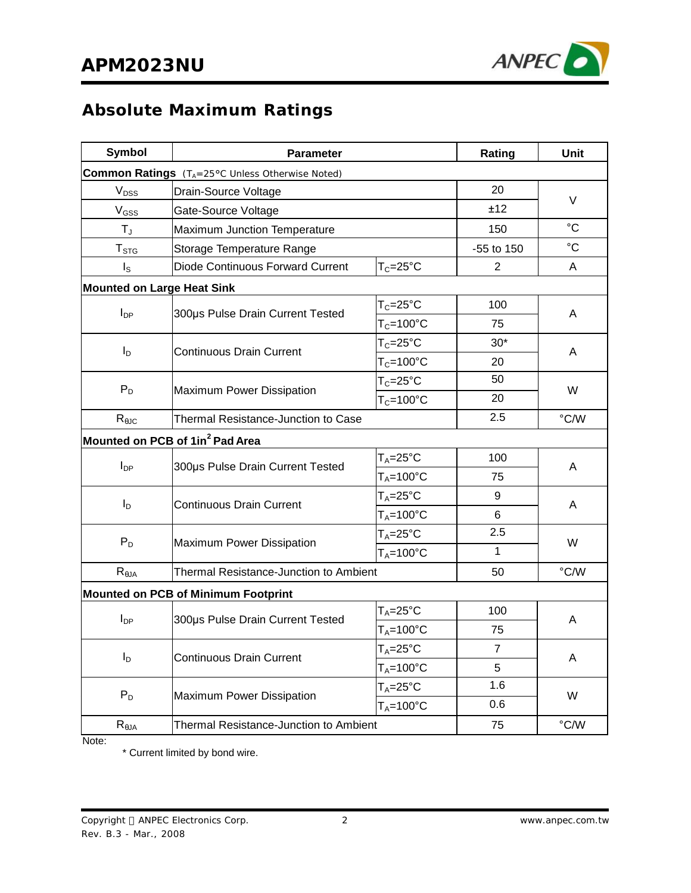## Absolute Maximum Ratings

| Symbol | Parameter | | Rating | Unit |
|---|---|---|---|---|
| **Common Ratings** ($T_A$=25°C Unless Otherwise Noted) | | | | |
| $V_{DSS}$ | Drain-Source Voltage | | 20 | V |
| $V_{GSS}$ | Gate-Source Voltage | | ±12 | V |
| $T_J$ | Maximum Junction Temperature | | 150 | °C |
| $T_{STG}$ | Storage Temperature Range | | -55 to 150 | °C |
| $I_S$ | Diode Continuous Forward Current | $T_C$=25°C | 2 | A |
| **Mounted on Large Heat Sink** | | | | |
| $I_{DP}$ | 300μs Pulse Drain Current Tested | $T_C$=25°C | 100 | A |
| | | $T_C$=100°C | 75 | |
| $I_D$ | Continuous Drain Current | $T_C$=25°C | 30* | A |
| | | $T_C$=100°C | 20 | |
| $P_D$ | Maximum Power Dissipation | $T_C$=25°C | 50 | W |
| | | $T_C$=100°C | 20 | |
| $R_{\theta JC}$ | Thermal Resistance-Junction to Case | | 2.5 | °C/W |
| **Mounted on PCB of 1in$^2$ Pad Area** | | | | |
| $I_{DP}$ | 300μs Pulse Drain Current Tested | $T_A$=25°C | 100 | A |
| | | $T_A$=100°C | 75 | |
| $I_D$ | Continuous Drain Current | $T_A$=25°C | 9 | A |
| | | $T_A$=100°C | 6 | |
| $P_D$ | Maximum Power Dissipation | $T_A$=25°C | 2.5 | W |
| | | $T_A$=100°C | 1 | |
| $R_{\theta JA}$ | Thermal Resistance-Junction to Ambient | | 50 | °C/W |
| **Mounted on PCB of Minimum Footprint** | | | | |
| $I_{DP}$ | 300μs Pulse Drain Current Tested | $T_A$=25°C | 100 | A |
| | | $T_A$=100°C | 75 | |
| $I_D$ | Continuous Drain Current | $T_A$=25°C | 7 | A |
| | | $T_A$=100°C | 5 | |
| $P_D$ | Maximum Power Dissipation | $T_A$=25°C | 1.6 | W |
| | | $T_A$=100°C | 0.6 | |
| $R_{\theta JA}$ | Thermal Resistance-Junction to Ambient | | 75 | °C/W |

Note:

* Current limited by bond wire.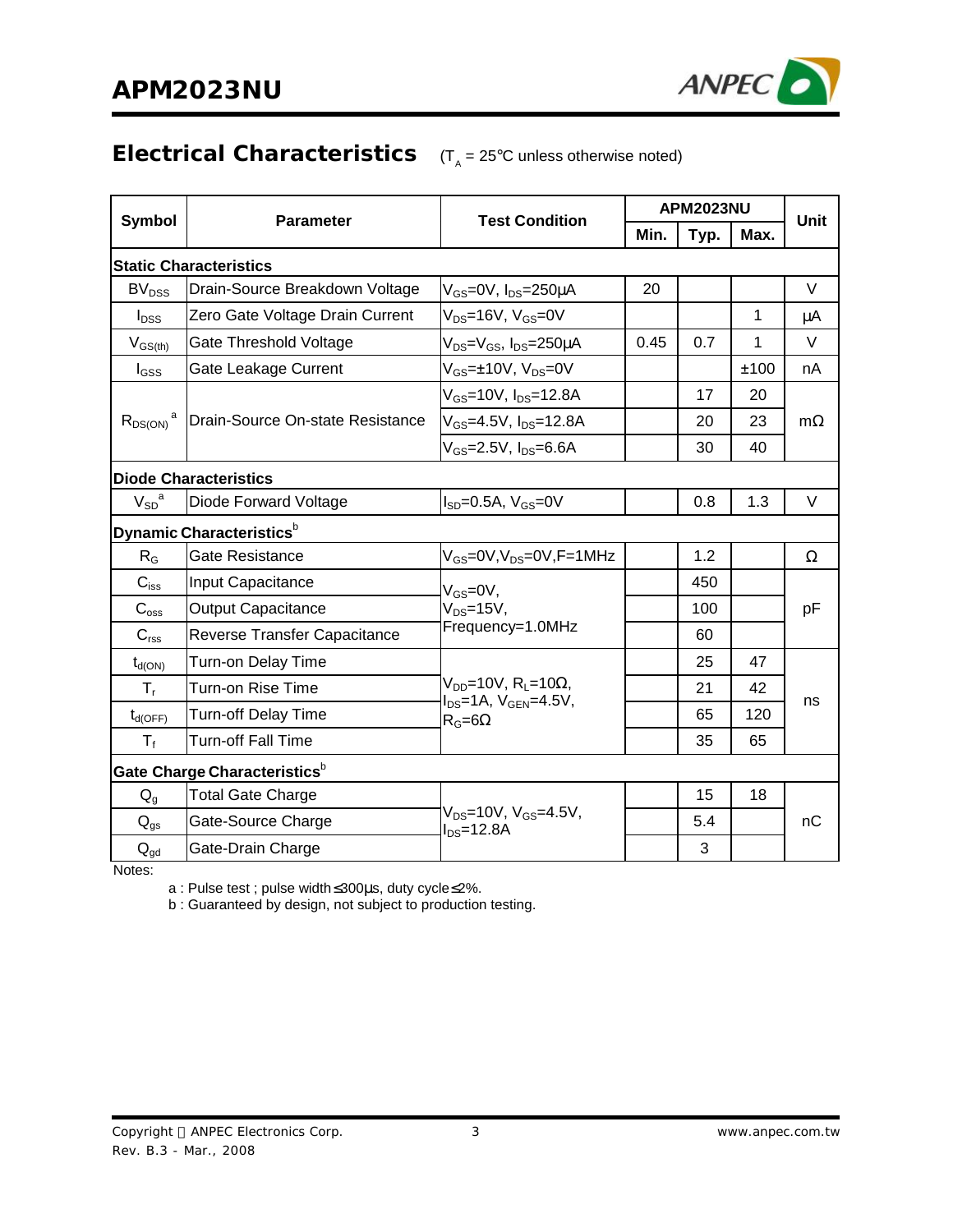## Electrical Characteristics

($T_A$ = 25°C unless otherwise noted)

| Symbol | Parameter | Test Condition | APM2023NU | | | Unit |
|---|---|---|---|---|---|---|
| | | | Min. | Typ. | Max. | |
| **Static Characteristics** | | | | | | |
| $BV_{DSS}$ | Drain-Source Breakdown Voltage | $V_{GS}$=0V, $I_{DS}$=250µA | 20 | | | V |
| $I_{DSS}$ | Zero Gate Voltage Drain Current | $V_{DS}$=16V, $V_{GS}$=0V | | | 1 | µA |
| $V_{GS(th)}$ | Gate Threshold Voltage | $V_{DS}$=$V_{GS}$, $I_{DS}$=250µA | 0.45 | 0.7 | 1 | V |
| $I_{GSS}$ | Gate Leakage Current | $V_{GS}$=±10V, $V_{DS}$=0V | | | ±100 | nA |
| $R_{DS(ON)}$ [a] | Drain-Source On-state Resistance | $V_{GS}$=10V, $I_{DS}$=12.8A | | 17 | 20 | mΩ |
| | | $V_{GS}$=4.5V, $I_{DS}$=12.8A | | 20 | 23 | |
| | | $V_{GS}$=2.5V, $I_{DS}$=6.6A | | 30 | 40 | |
| **Diode Characteristics** | | | | | | |
| $V_{SD}$ [a] | Diode Forward Voltage | $I_{SD}$=0.5A, $V_{GS}$=0V | | 0.8 | 1.3 | V |
| **Dynamic Characteristics** [b] | | | | | | |
| $R_G$ | Gate Resistance | $V_{GS}$=0V, $V_{DS}$=0V, F=1MHz | | 1.2 | | Ω |
| $C_{iss}$ | Input Capacitance | $V_{GS}$=0V, $V_{DS}$=15V, Frequency=1.0MHz | | 450 | | pF |
| $C_{oss}$ | Output Capacitance | | | 100 | | |
| $C_{rss}$ | Reverse Transfer Capacitance | | | 60 | | |
| $t_{d(ON)}$ | Turn-on Delay Time | $V_{DD}$=10V, $R_L$=10Ω, $I_{DS}$=1A, $V_{GEN}$=4.5V, $R_G$=6Ω | | 25 | 47 | ns |
| $T_r$ | Turn-on Rise Time | | | 21 | 42 | |
| $t_{d(OFF)}$ | Turn-off Delay Time | | | 65 | 120 | |
| $T_f$ | Turn-off Fall Time | | | 35 | 65 | |
| **Gate Charge Characteristics** [b] | | | | | | |
| $Q_g$ | Total Gate Charge | $V_{DS}$=10V, $V_{GS}$=4.5V, $I_{DS}$=12.8A | | 15 | 18 | nC |
| $Q_{gs}$ | Gate-Source Charge | | | 5.4 | | |
| $Q_{gd}$ | Gate-Drain Charge | | | 3 | | |

Notes:

a : Pulse test ; pulse width≤300µs, duty cycle≤2%.

b : Guaranteed by design, not subject to production testing.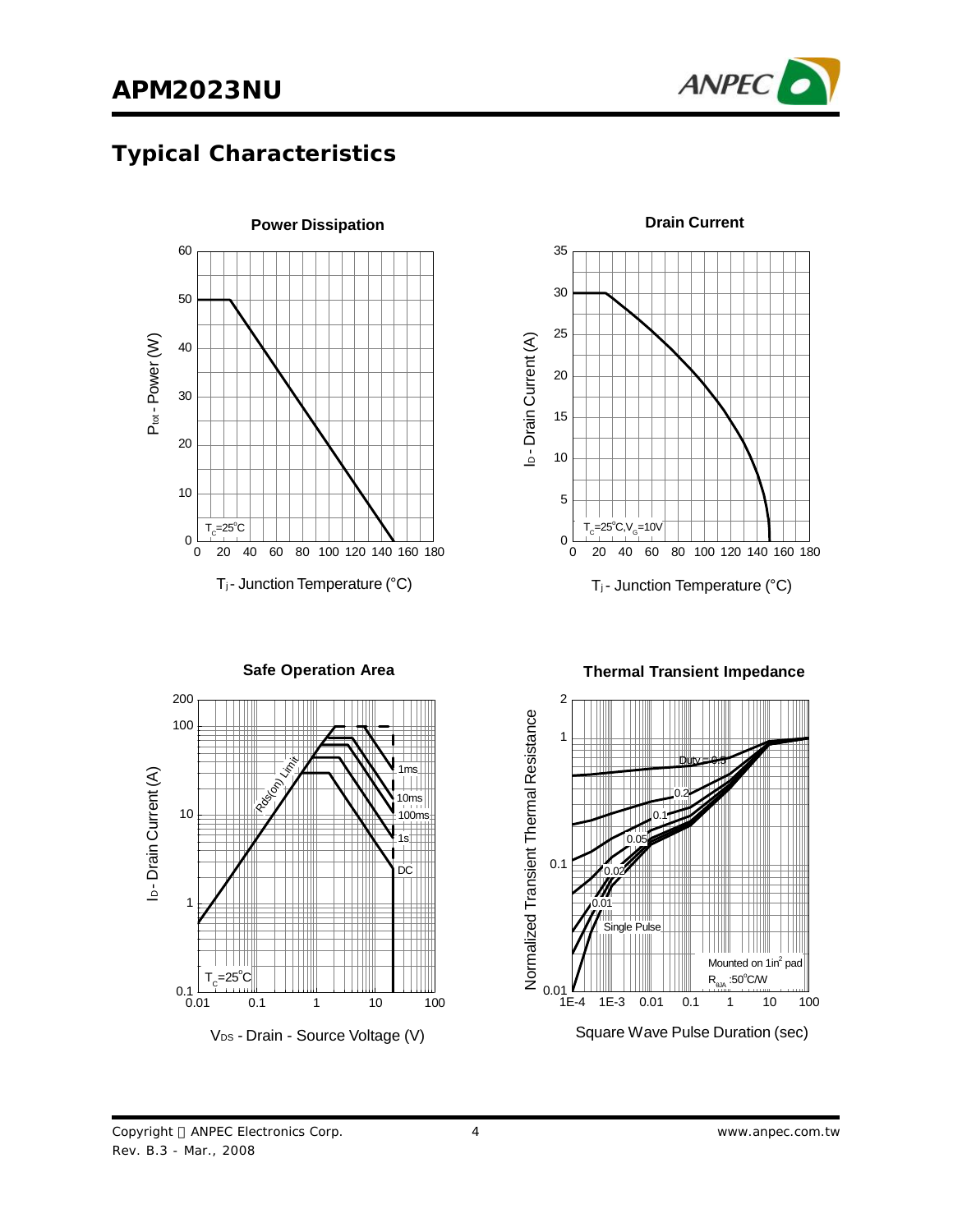## Typical Characteristics

**Power Dissipation**

$P_{tot}$ - Power (W)

$T_C$=25°C

$T_j$ - Junction Temperature (°C)

**Drain Current**

$I_D$ - Drain Current (A)

$T_C$=25°C, $V_G$=10V

$T_j$ - Junction Temperature (°C)

**Safe Operation Area**

$I_D$ - Drain Current (A)

Rds(on) Limit

1ms

10ms

100ms

1s

DC

$T_C$=25°C

$V_{DS}$ - Drain - Source Voltage (V)

**Thermal Transient Impedance**

Normalized Transient Thermal Resistance

Duty = 0.5

0.2

0.1

0.05

0.02

0.01

Single Pulse

Mounted on 1in² pad

$R_{\theta JA}$ :50°C/W

Square Wave Pulse Duration (sec)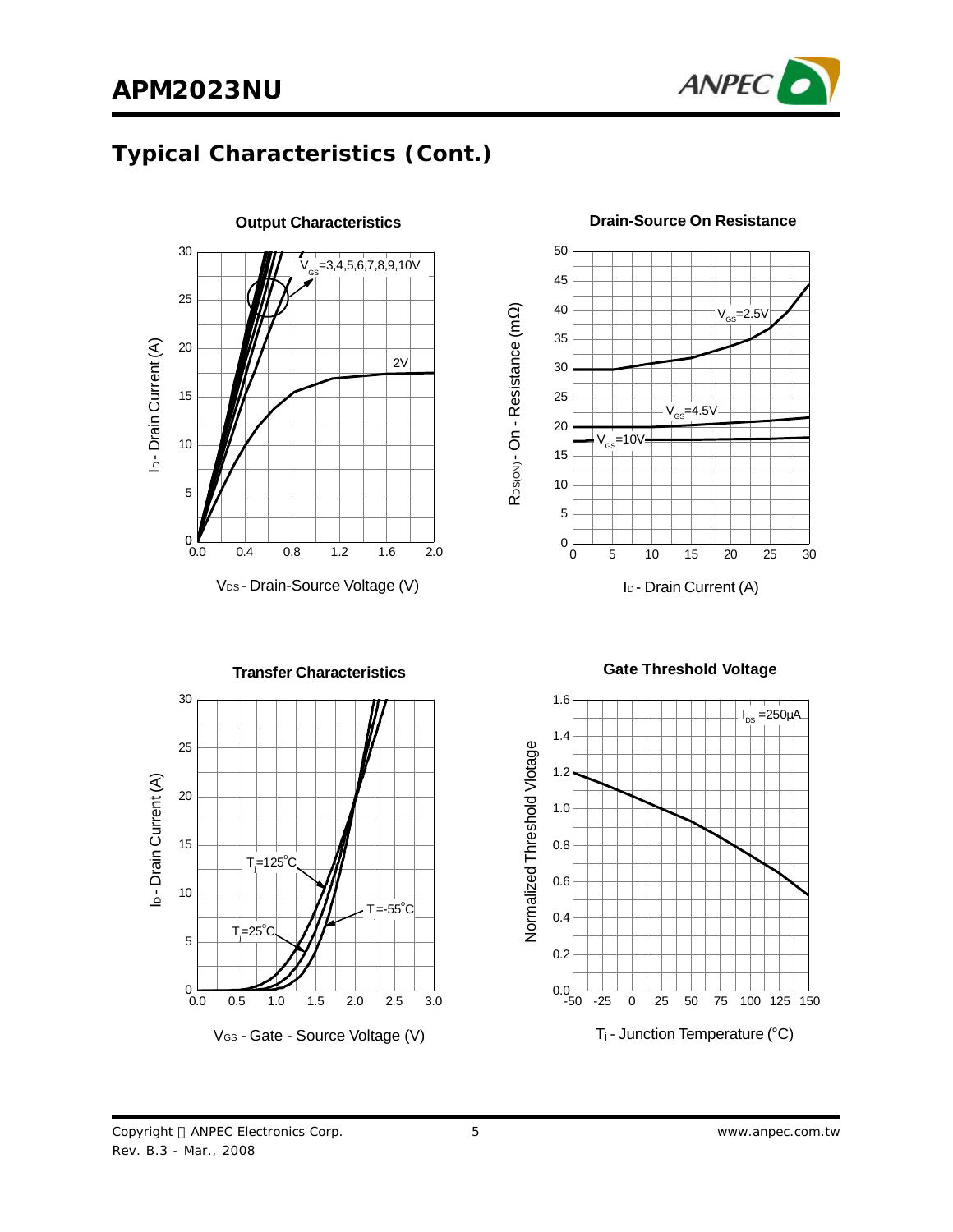## Typical Characteristics (Cont.)

**Output Characteristics**

$V_{GS}$=3,4,5,6,7,8,9,10V

2V

$I_D$ - Drain Current (A)

$V_{DS}$ - Drain-Source Voltage (V)

**Drain-Source On Resistance**

$V_{GS}$=2.5V

$V_{GS}$=4.5V

$V_{GS}$=10V

$R_{DS(ON)}$ - On - Resistance (mΩ)

$I_D$ - Drain Current (A)

**Transfer Characteristics**

$T_j$=125°C

$T_j$=-55°C

$T_j$=25°C

$I_D$ - Drain Current (A)

$V_{GS}$ - Gate - Source Voltage (V)

**Gate Threshold Voltage**

$I_{DS}$ =250µA

Normalized Threshold Vlotage

$T_j$ - Junction Temperature (°C)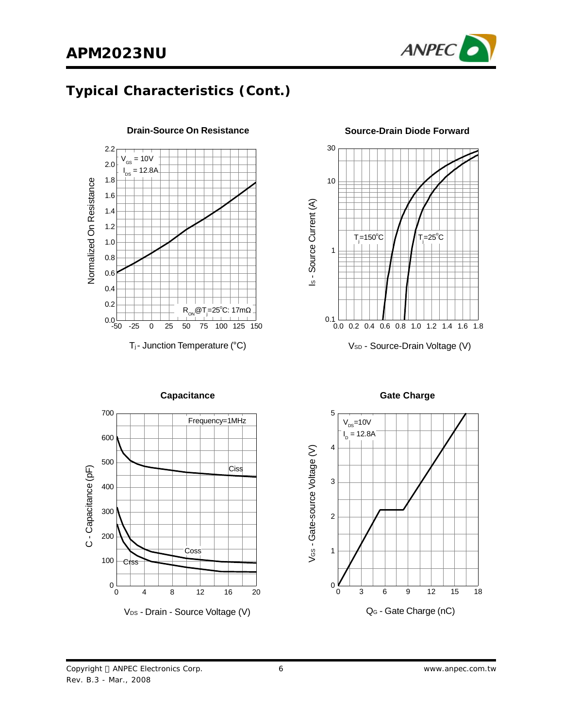## Typical Characteristics (Cont.)

**Drain-Source On Resistance**

$V_{GS}$ = 10V
$I_{DS}$ = 12.8A

$R_{ON}$@$T_j$=25°C: 17mΩ

Normalized On Resistance

$T_j$ - Junction Temperature (°C)

**Source-Drain Diode Forward**

$T_j$=150°C
$T_j$=25°C

$I_S$ - Source Current (A)

$V_{SD}$ - Source-Drain Voltage (V)

**Capacitance**

Frequency=1MHz

Ciss
Coss
Crss

C - Capacitance (pF)

$V_{DS}$ - Drain - Source Voltage (V)

**Gate Charge**

$V_{DS}$=10V
$I_D$ = 12.8A

$V_{GS}$ - Gate-source Voltage (V)

$Q_G$ - Gate Charge (nC)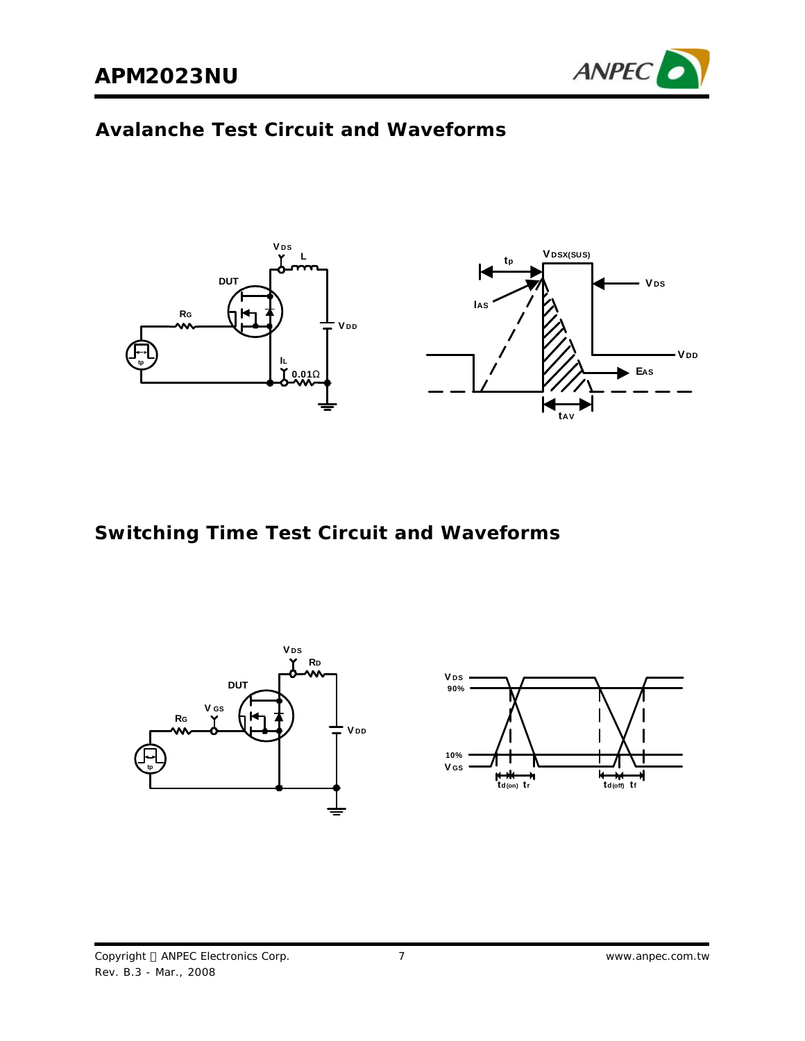## Avalanche Test Circuit and Waveforms

## Switching Time Test Circuit and Waveforms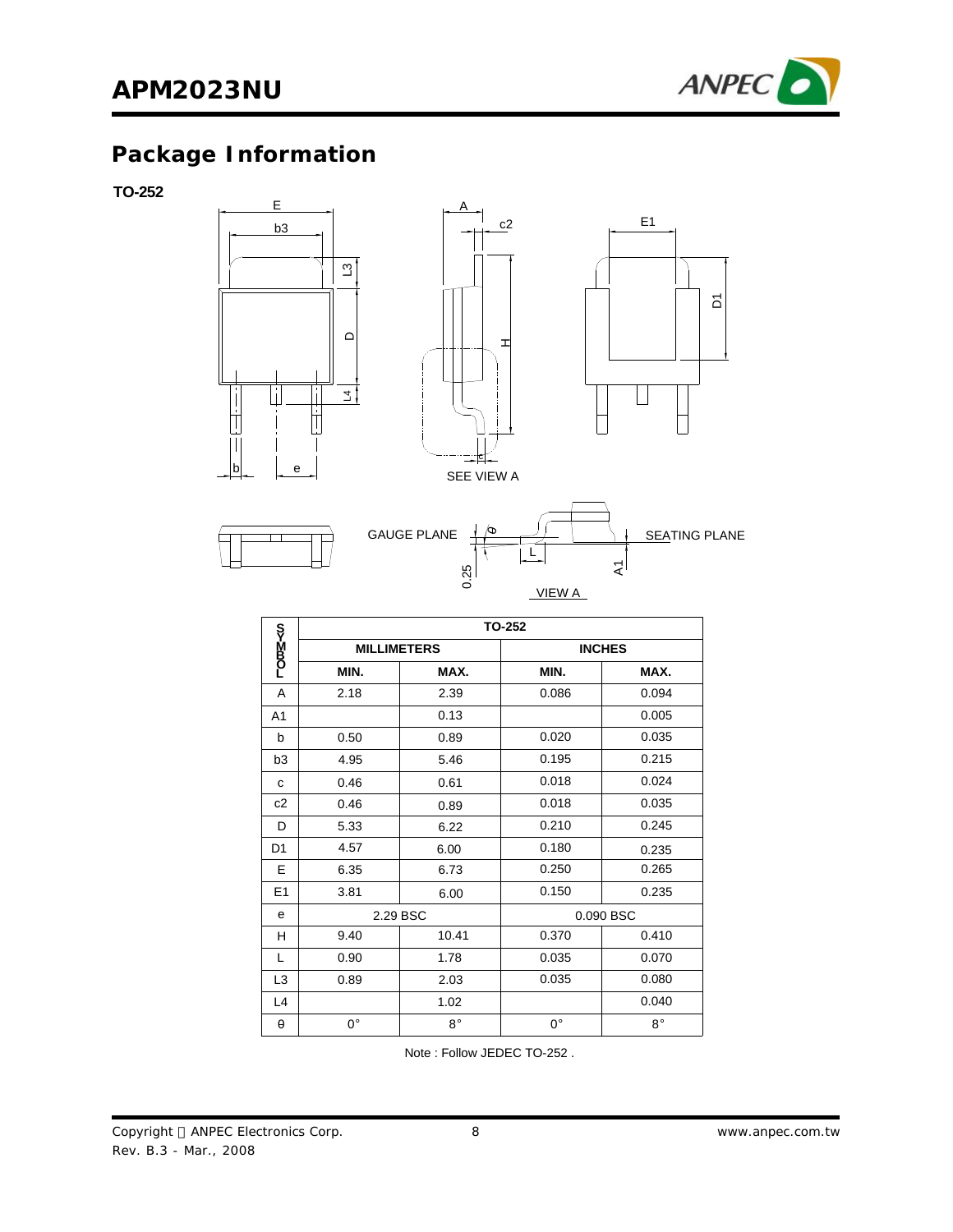## Package Information

**TO-252**

| SYMBOL | TO-252 | | | |
|---|---|---|---|---|
| | MILLIMETERS | | INCHES | |
| | MIN. | MAX. | MIN. | MAX. |
| A | 2.18 | 2.39 | 0.086 | 0.094 |
| A1 | | 0.13 | | 0.005 |
| b | 0.50 | 0.89 | 0.020 | 0.035 |
| b3 | 4.95 | 5.46 | 0.195 | 0.215 |
| c | 0.46 | 0.61 | 0.018 | 0.024 |
| c2 | 0.46 | 0.89 | 0.018 | 0.035 |
| D | 5.33 | 6.22 | 0.210 | 0.245 |
| D1 | 4.57 | 6.00 | 0.180 | 0.235 |
| E | 6.35 | 6.73 | 0.250 | 0.265 |
| E1 | 3.81 | 6.00 | 0.150 | 0.235 |
| e | 2.29 BSC | | 0.090 BSC | |
| H | 9.40 | 10.41 | 0.370 | 0.410 |
| L | 0.90 | 1.78 | 0.035 | 0.070 |
| L3 | 0.89 | 2.03 | 0.035 | 0.080 |
| L4 | | 1.02 | | 0.040 |
| θ | 0° | 8° | 0° | 8° |

Note : Follow JEDEC TO-252 .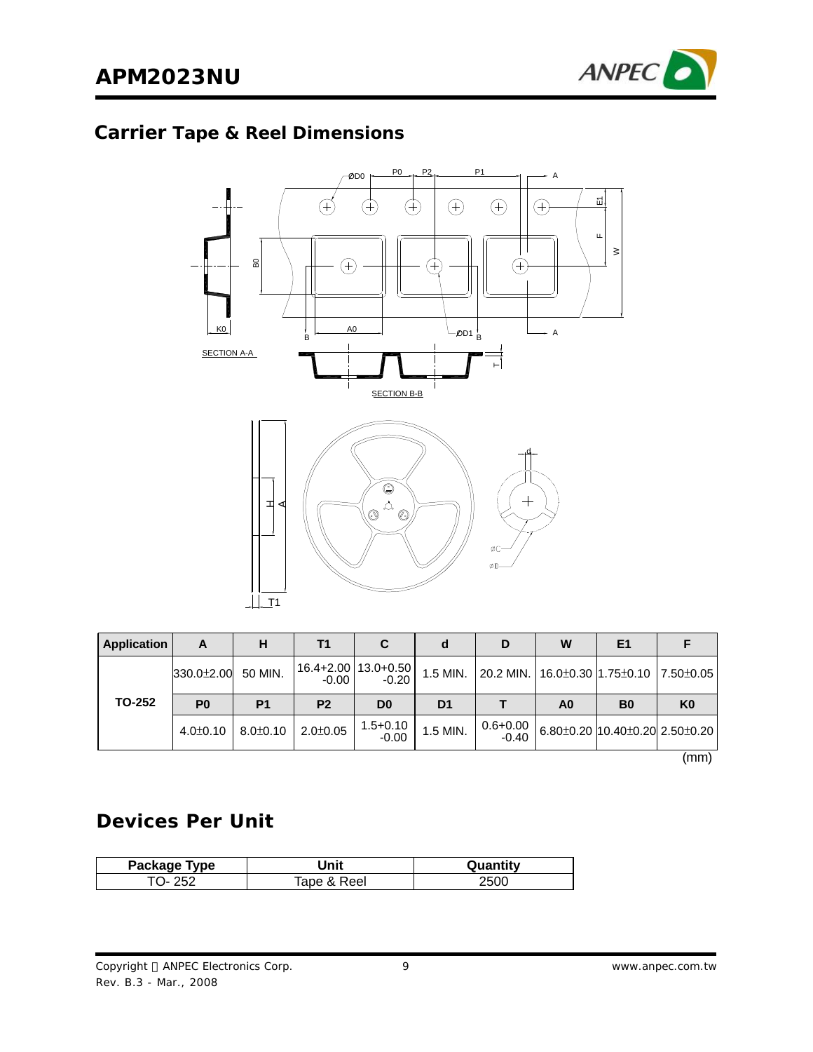## Carrier Tape & Reel Dimensions

| Application | A | H | T1 | C | d | D | W | E1 | F |
|---|---|---|---|---|---|---|---|---|---|
| TO-252 | 330.0±2.00 | 50 MIN. | 16.4+2.00 -0.00 | 13.0+0.50 -0.20 | 1.5 MIN. | 20.2 MIN. | 16.0±0.30 | 1.75±0.10 | 7.50±0.05 |
| | **P0** | **P1** | **P2** | **D0** | **D1** | **T** | **A0** | **B0** | **K0** |
| | 4.0±0.10 | 8.0±0.10 | 2.0±0.05 | 1.5+0.10 -0.00 | 1.5 MIN. | 0.6+0.00 -0.40 | 6.80±0.20 | 10.40±0.20 | 2.50±0.20 |

(mm)

## Devices Per Unit

| Package Type | Unit | Quantity |
|---|---|---|
| TO- 252 | Tape & Reel | 2500 |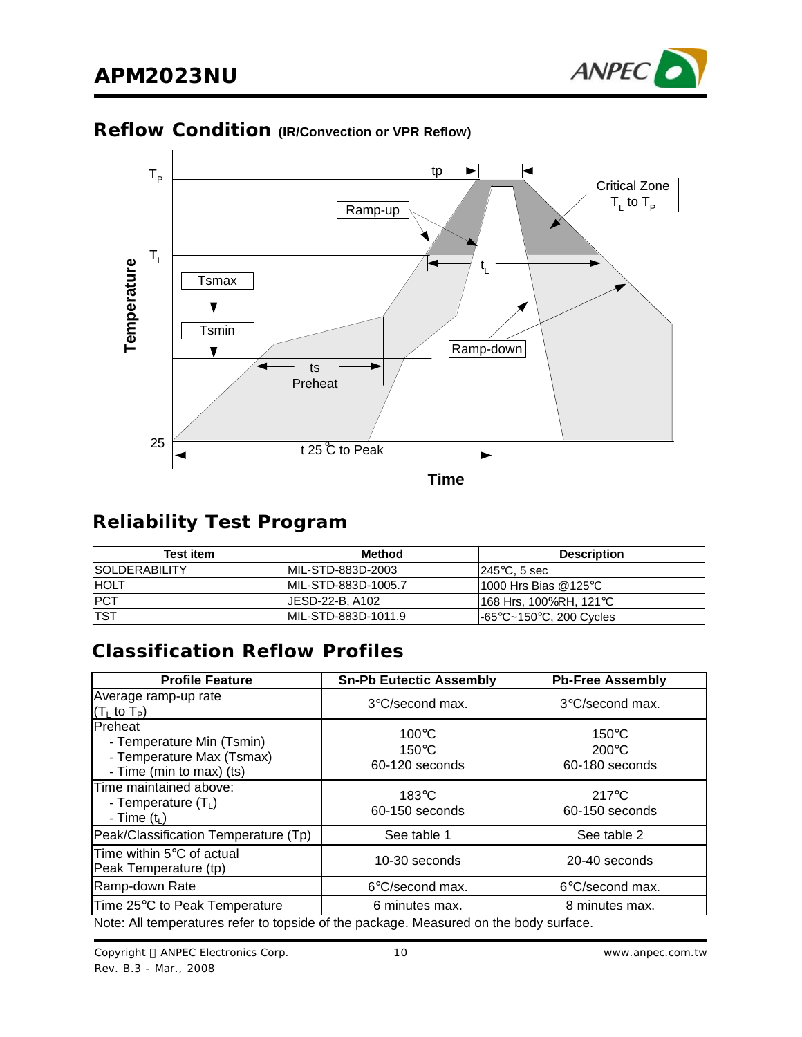## Reflow Condition (IR/Convection or VPR Reflow)

## Reliability Test Program

| Test item | Method | Description |
|---|---|---|
| SOLDERABILITY | MIL-STD-883D-2003 | 245°C, 5 sec |
| HOLT | MIL-STD-883D-1005.7 | 1000 Hrs Bias @125°C |
| PCT | JESD-22-B, A102 | 168 Hrs, 100%RH, 121°C |
| TST | MIL-STD-883D-1011.9 | -65°C~150°C, 200 Cycles |

## Classification Reflow Profiles

| Profile Feature | Sn-Pb Eutectic Assembly | Pb-Free Assembly |
|---|---|---|
| Average ramp-up rate ($T_L$ to $T_P$) | 3°C/second max. | 3°C/second max. |
| Preheat<br>- Temperature Min (Tsmin)<br>- Temperature Max (Tsmax)<br>- Time (min to max) (ts) | 100°C<br>150°C<br>60-120 seconds | 150°C<br>200°C<br>60-180 seconds |
| Time maintained above:<br>- Temperature ($T_L$)<br>- Time ($t_L$) | 183°C<br>60-150 seconds | 217°C<br>60-150 seconds |
| Peak/Classification Temperature (Tp) | See table 1 | See table 2 |
| Time within 5°C of actual Peak Temperature (tp) | 10-30 seconds | 20-40 seconds |
| Ramp-down Rate | 6°C/second max. | 6°C/second max. |
| Time 25°C to Peak Temperature | 6 minutes max. | 8 minutes max. |

Note: All temperatures refer to topside of the package. Measured on the body surface.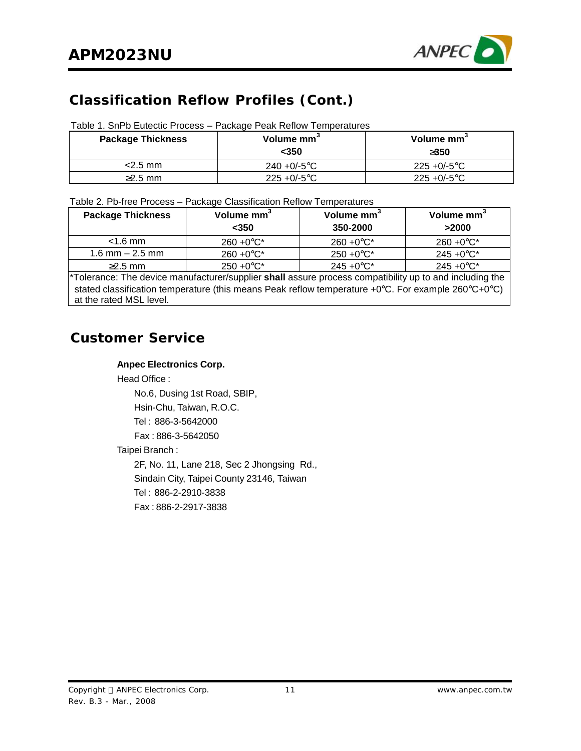## Classification Reflow Profiles (Cont.)

Table 1. SnPb Eutectic Process – Package Peak Reflow Temperatures

| Package Thickness | Volume mm$^3$ <350 | Volume mm$^3$ ≥350 |
|---|---|---|
| <2.5 mm | 240 +0/-5°C | 225 +0/-5°C |
| ≥2.5 mm | 225 +0/-5°C | 225 +0/-5°C |

Table 2. Pb-free Process – Package Classification Reflow Temperatures

| Package Thickness | Volume mm$^3$ <350 | Volume mm$^3$ 350-2000 | Volume mm$^3$ >2000 |
|---|---|---|---|
| <1.6 mm | 260 +0°C* | 260 +0°C* | 260 +0°C* |
| 1.6 mm – 2.5 mm | 260 +0°C* | 250 +0°C* | 245 +0°C* |
| ≥2.5 mm | 250 +0°C* | 245 +0°C* | 245 +0°C* |

*Tolerance: The device manufacturer/supplier **shall** assure process compatibility up to and including the stated classification temperature (this means Peak reflow temperature +0°C. For example 260°C+0°C) at the rated MSL level.

## Customer Service

**Anpec Electronics Corp.**

Head Office :

No.6, Dusing 1st Road, SBIP,
Hsin-Chu, Taiwan, R.O.C.
Tel : 886-3-5642000
Fax : 886-3-5642050

Taipei Branch :

2F, No. 11, Lane 218, Sec 2 Jhongsing Rd.,
Sindain City, Taipei County 23146, Taiwan
Tel : 886-2-2910-3838
Fax : 886-2-2917-3838